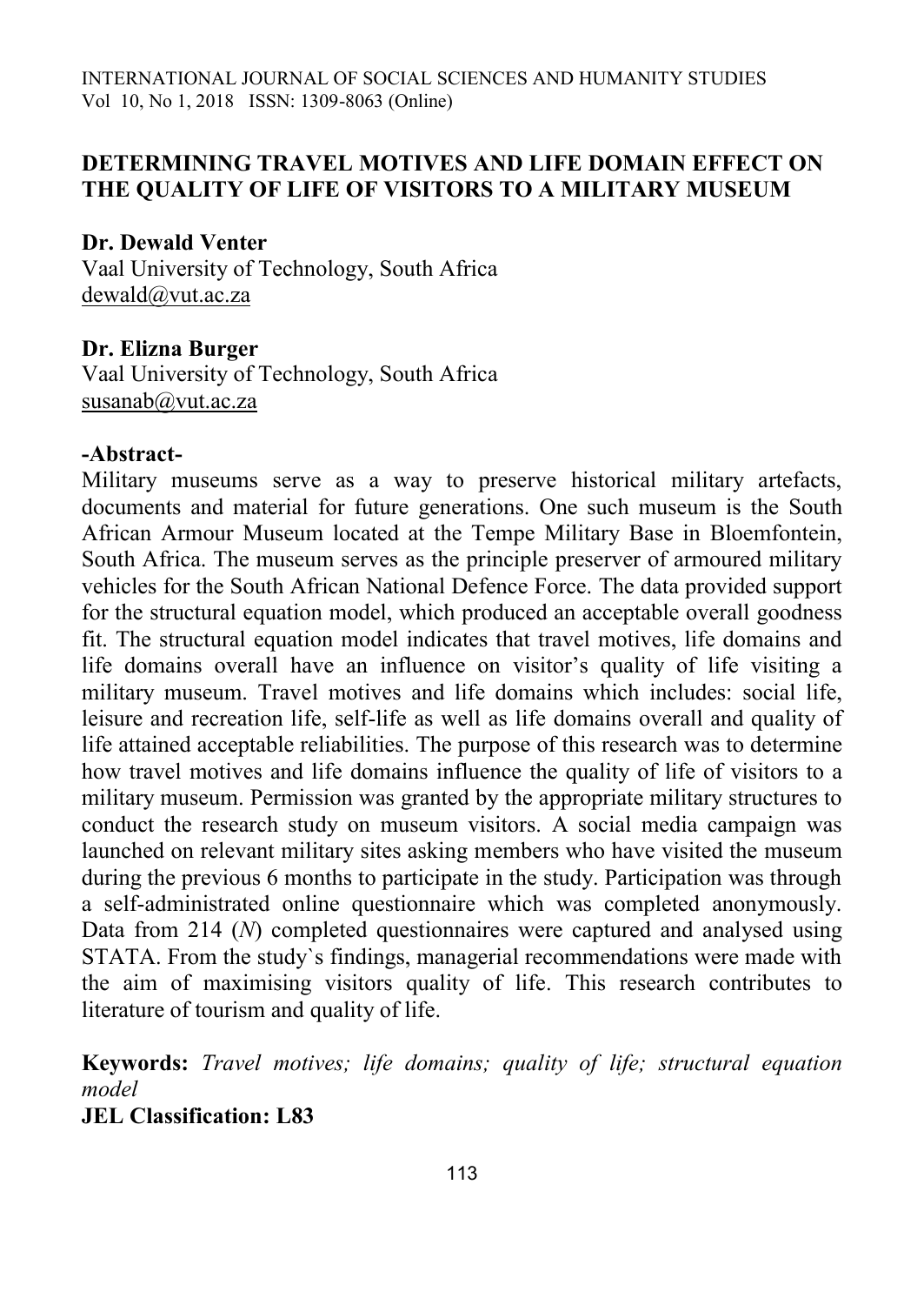# DETERMINING TRAVEL MOTIVES AND LIFE DOMAIN EFFECT ON THE QUALITY OF LIFE OF VISITORS TO A MILITARY MUSEUM

**Dr. Dewald Venter**
Vaal University of Technology, South Africa
dewald@vut.ac.za

**Dr. Elizna Burger**
Vaal University of Technology, South Africa
susanab@vut.ac.za

**-Abstract-**

Military museums serve as a way to preserve historical military artefacts, documents and material for future generations. One such museum is the South African Armour Museum located at the Tempe Military Base in Bloemfontein, South Africa. The museum serves as the principle preserver of armoured military vehicles for the South African National Defence Force. The data provided support for the structural equation model, which produced an acceptable overall goodness fit. The structural equation model indicates that travel motives, life domains and life domains overall have an influence on visitor's quality of life visiting a military museum. Travel motives and life domains which includes: social life, leisure and recreation life, self-life as well as life domains overall and quality of life attained acceptable reliabilities. The purpose of this research was to determine how travel motives and life domains influence the quality of life of visitors to a military museum. Permission was granted by the appropriate military structures to conduct the research study on museum visitors. A social media campaign was launched on relevant military sites asking members who have visited the museum during the previous 6 months to participate in the study. Participation was through a self-administrated online questionnaire which was completed anonymously. Data from 214 (*N*) completed questionnaires were captured and analysed using STATA. From the study`s findings, managerial recommendations were made with the aim of maximising visitors quality of life. This research contributes to literature of tourism and quality of life.

**Keywords:** *Travel motives; life domains; quality of life; structural equation model*

**JEL Classification: L83**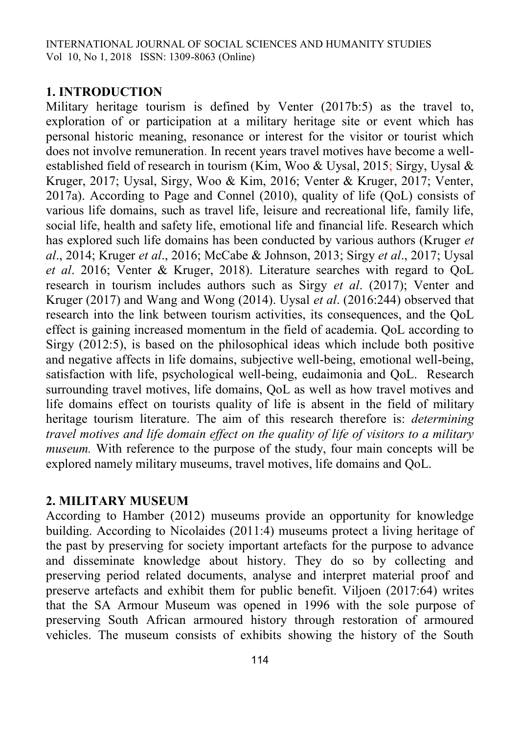## 1. INTRODUCTION

Military heritage tourism is defined by Venter (2017b:5) as the travel to, exploration of or participation at a military heritage site or event which has personal historic meaning, resonance or interest for the visitor or tourist which does not involve remuneration. In recent years travel motives have become a well-established field of research in tourism (Kim, Woo & Uysal, 2015; Sirgy, Uysal & Kruger, 2017; Uysal, Sirgy, Woo & Kim, 2016; Venter & Kruger, 2017; Venter, 2017a). According to Page and Connel (2010), quality of life (QoL) consists of various life domains, such as travel life, leisure and recreational life, family life, social life, health and safety life, emotional life and financial life. Research which has explored such life domains has been conducted by various authors (Kruger *et al*., 2014; Kruger *et al*., 2016; McCabe & Johnson, 2013; Sirgy *et al*., 2017; Uysal *et al*. 2016; Venter & Kruger, 2018). Literature searches with regard to QoL research in tourism includes authors such as Sirgy *et al*. (2017); Venter and Kruger (2017) and Wang and Wong (2014). Uysal *et al*. (2016:244) observed that research into the link between tourism activities, its consequences, and the QoL effect is gaining increased momentum in the field of academia. QoL according to Sirgy (2012:5), is based on the philosophical ideas which include both positive and negative affects in life domains, subjective well-being, emotional well-being, satisfaction with life, psychological well-being, eudaimonia and QoL. Research surrounding travel motives, life domains, QoL as well as how travel motives and life domains effect on tourists quality of life is absent in the field of military heritage tourism literature. The aim of this research therefore is: *determining travel motives and life domain effect on the quality of life of visitors to a military museum.* With reference to the purpose of the study, four main concepts will be explored namely military museums, travel motives, life domains and QoL.

## 2. MILITARY MUSEUM

According to Hamber (2012) museums provide an opportunity for knowledge building. According to Nicolaides (2011:4) museums protect a living heritage of the past by preserving for society important artefacts for the purpose to advance and disseminate knowledge about history. They do so by collecting and preserving period related documents, analyse and interpret material proof and preserve artefacts and exhibit them for public benefit. Viljoen (2017:64) writes that the SA Armour Museum was opened in 1996 with the sole purpose of preserving South African armoured history through restoration of armoured vehicles. The museum consists of exhibits showing the history of the South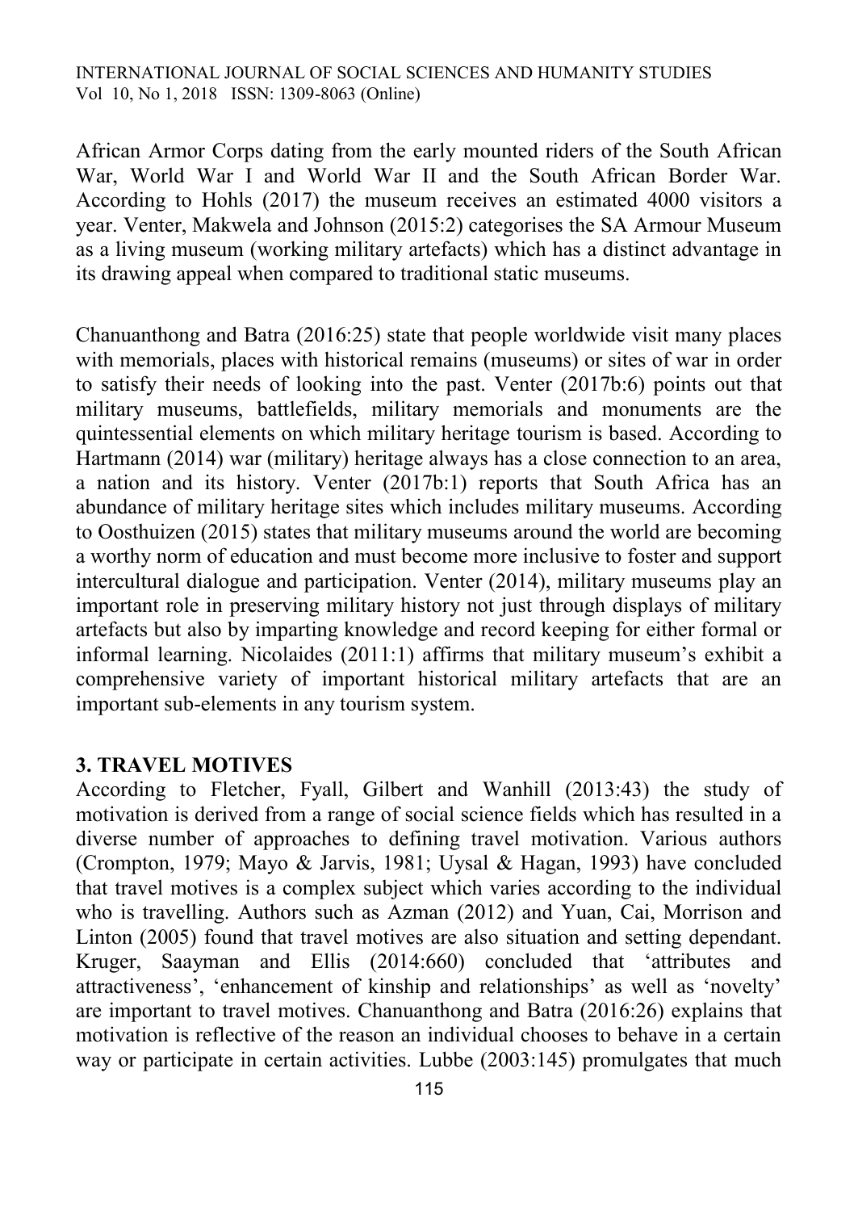African Armor Corps dating from the early mounted riders of the South African War, World War I and World War II and the South African Border War. According to Hohls (2017) the museum receives an estimated 4000 visitors a year. Venter, Makwela and Johnson (2015:2) categorises the SA Armour Museum as a living museum (working military artefacts) which has a distinct advantage in its drawing appeal when compared to traditional static museums.

Chanuanthong and Batra (2016:25) state that people worldwide visit many places with memorials, places with historical remains (museums) or sites of war in order to satisfy their needs of looking into the past. Venter (2017b:6) points out that military museums, battlefields, military memorials and monuments are the quintessential elements on which military heritage tourism is based. According to Hartmann (2014) war (military) heritage always has a close connection to an area, a nation and its history. Venter (2017b:1) reports that South Africa has an abundance of military heritage sites which includes military museums. According to Oosthuizen (2015) states that military museums around the world are becoming a worthy norm of education and must become more inclusive to foster and support intercultural dialogue and participation. Venter (2014), military museums play an important role in preserving military history not just through displays of military artefacts but also by imparting knowledge and record keeping for either formal or informal learning. Nicolaides (2011:1) affirms that military museum's exhibit a comprehensive variety of important historical military artefacts that are an important sub-elements in any tourism system.

## 3. TRAVEL MOTIVES

According to Fletcher, Fyall, Gilbert and Wanhill (2013:43) the study of motivation is derived from a range of social science fields which has resulted in a diverse number of approaches to defining travel motivation. Various authors (Crompton, 1979; Mayo & Jarvis, 1981; Uysal & Hagan, 1993) have concluded that travel motives is a complex subject which varies according to the individual who is travelling. Authors such as Azman (2012) and Yuan, Cai, Morrison and Linton (2005) found that travel motives are also situation and setting dependant. Kruger, Saayman and Ellis (2014:660) concluded that 'attributes and attractiveness', 'enhancement of kinship and relationships' as well as 'novelty' are important to travel motives. Chanuanthong and Batra (2016:26) explains that motivation is reflective of the reason an individual chooses to behave in a certain way or participate in certain activities. Lubbe (2003:145) promulgates that much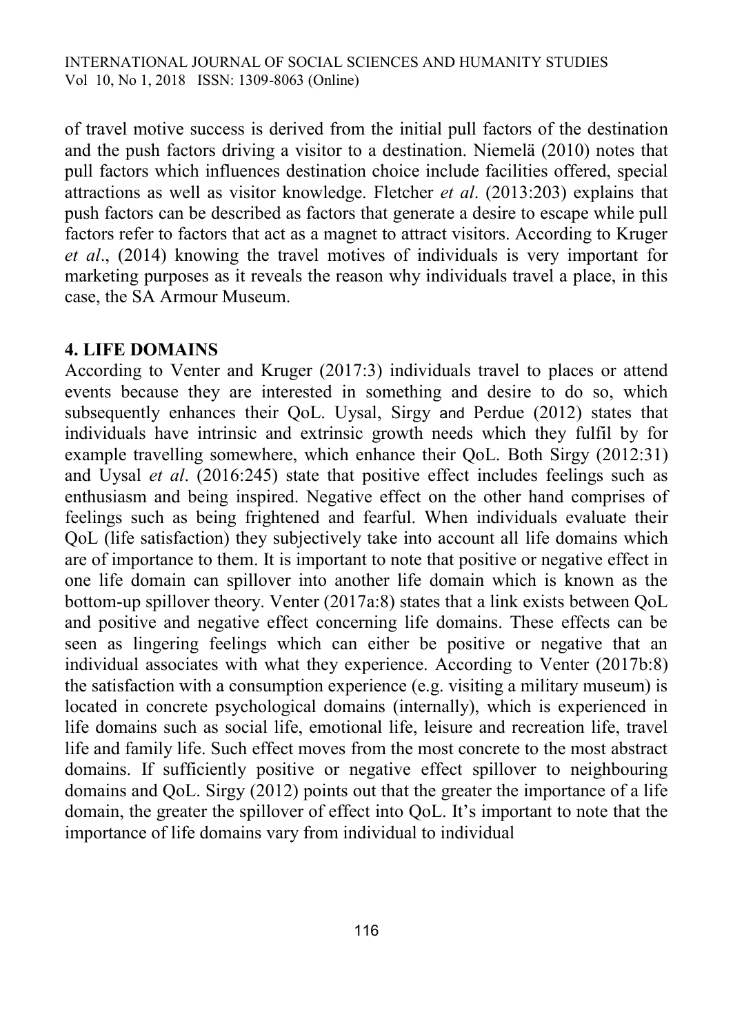of travel motive success is derived from the initial pull factors of the destination and the push factors driving a visitor to a destination. Niemelä (2010) notes that pull factors which influences destination choice include facilities offered, special attractions as well as visitor knowledge. Fletcher *et al*. (2013:203) explains that push factors can be described as factors that generate a desire to escape while pull factors refer to factors that act as a magnet to attract visitors. According to Kruger *et al*., (2014) knowing the travel motives of individuals is very important for marketing purposes as it reveals the reason why individuals travel a place, in this case, the SA Armour Museum.

## 4. LIFE DOMAINS

According to Venter and Kruger (2017:3) individuals travel to places or attend events because they are interested in something and desire to do so, which subsequently enhances their QoL. Uysal, Sirgy and Perdue (2012) states that individuals have intrinsic and extrinsic growth needs which they fulfil by for example travelling somewhere, which enhance their QoL. Both Sirgy (2012:31) and Uysal *et al*. (2016:245) state that positive effect includes feelings such as enthusiasm and being inspired. Negative effect on the other hand comprises of feelings such as being frightened and fearful. When individuals evaluate their QoL (life satisfaction) they subjectively take into account all life domains which are of importance to them. It is important to note that positive or negative effect in one life domain can spillover into another life domain which is known as the bottom-up spillover theory. Venter (2017a:8) states that a link exists between QoL and positive and negative effect concerning life domains. These effects can be seen as lingering feelings which can either be positive or negative that an individual associates with what they experience. According to Venter (2017b:8) the satisfaction with a consumption experience (e.g. visiting a military museum) is located in concrete psychological domains (internally), which is experienced in life domains such as social life, emotional life, leisure and recreation life, travel life and family life. Such effect moves from the most concrete to the most abstract domains. If sufficiently positive or negative effect spillover to neighbouring domains and QoL. Sirgy (2012) points out that the greater the importance of a life domain, the greater the spillover of effect into QoL. It's important to note that the importance of life domains vary from individual to individual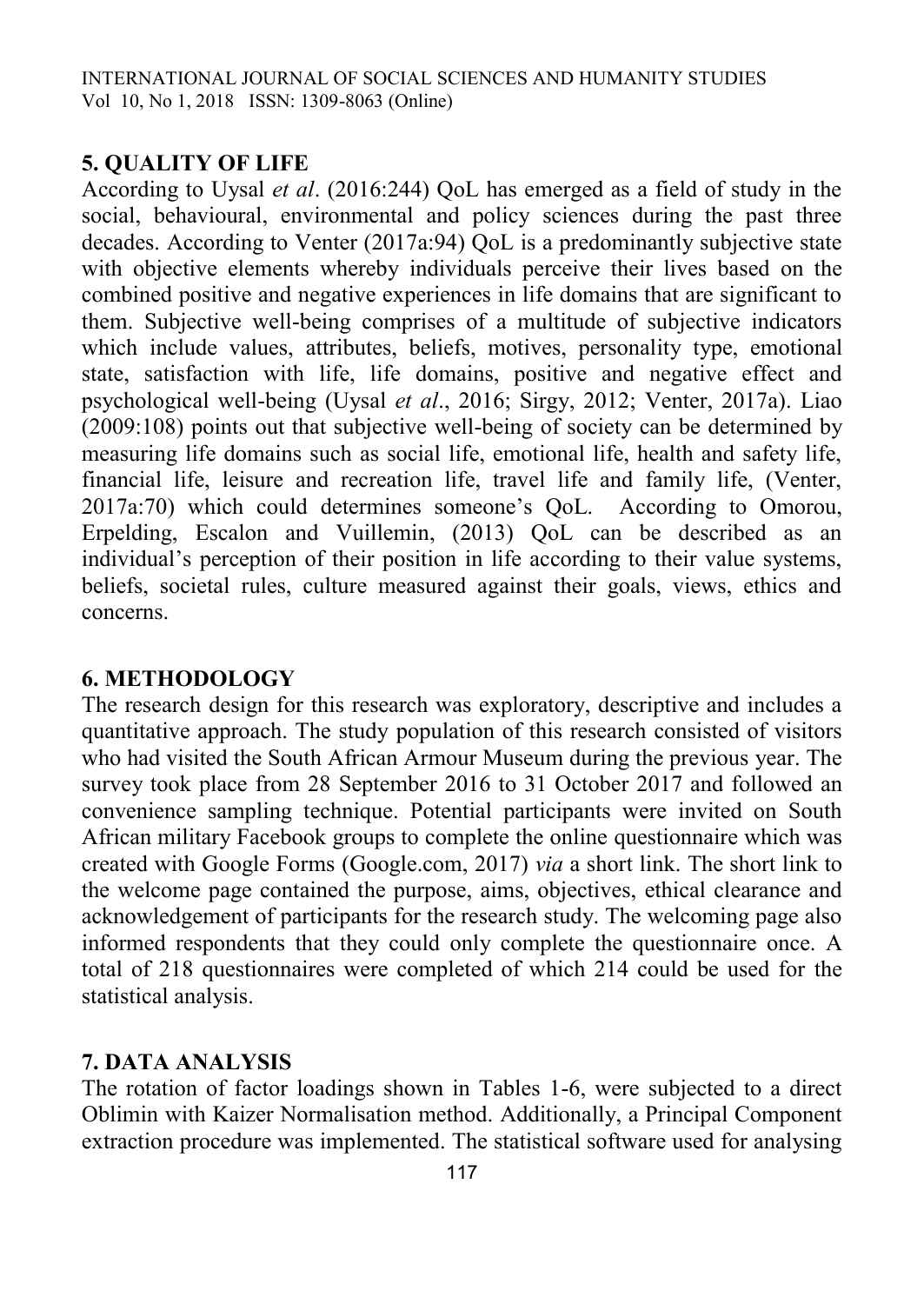## 5. QUALITY OF LIFE

According to Uysal *et al*. (2016:244) QoL has emerged as a field of study in the social, behavioural, environmental and policy sciences during the past three decades. According to Venter (2017a:94) QoL is a predominantly subjective state with objective elements whereby individuals perceive their lives based on the combined positive and negative experiences in life domains that are significant to them. Subjective well-being comprises of a multitude of subjective indicators which include values, attributes, beliefs, motives, personality type, emotional state, satisfaction with life, life domains, positive and negative effect and psychological well-being (Uysal *et al*., 2016; Sirgy, 2012; Venter, 2017a). Liao (2009:108) points out that subjective well-being of society can be determined by measuring life domains such as social life, emotional life, health and safety life, financial life, leisure and recreation life, travel life and family life, (Venter, 2017a:70) which could determines someone's QoL. According to Omorou, Erpelding, Escalon and Vuillemin, (2013) QoL can be described as an individual's perception of their position in life according to their value systems, beliefs, societal rules, culture measured against their goals, views, ethics and concerns.

## 6. METHODOLOGY

The research design for this research was exploratory, descriptive and includes a quantitative approach. The study population of this research consisted of visitors who had visited the South African Armour Museum during the previous year. The survey took place from 28 September 2016 to 31 October 2017 and followed an convenience sampling technique. Potential participants were invited on South African military Facebook groups to complete the online questionnaire which was created with Google Forms (Google.com, 2017) *via* a short link. The short link to the welcome page contained the purpose, aims, objectives, ethical clearance and acknowledgement of participants for the research study. The welcoming page also informed respondents that they could only complete the questionnaire once. A total of 218 questionnaires were completed of which 214 could be used for the statistical analysis.

## 7. DATA ANALYSIS

The rotation of factor loadings shown in Tables 1-6, were subjected to a direct Oblimin with Kaizer Normalisation method. Additionally, a Principal Component extraction procedure was implemented. The statistical software used for analysing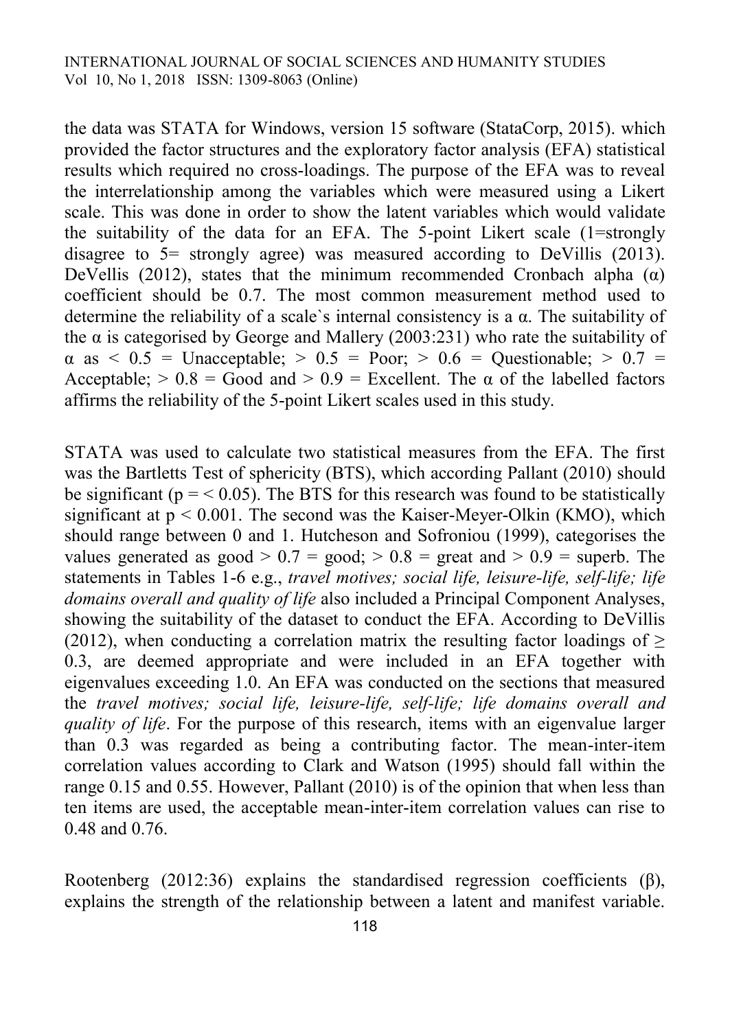the data was STATA for Windows, version 15 software (StataCorp, 2015). which provided the factor structures and the exploratory factor analysis (EFA) statistical results which required no cross-loadings. The purpose of the EFA was to reveal the interrelationship among the variables which were measured using a Likert scale. This was done in order to show the latent variables which would validate the suitability of the data for an EFA. The 5-point Likert scale (1=strongly disagree to 5= strongly agree) was measured according to DeVillis (2013). DeVellis (2012), states that the minimum recommended Cronbach alpha ($\alpha$) coefficient should be 0.7. The most common measurement method used to determine the reliability of a scale`s internal consistency is a $\alpha$. The suitability of the $\alpha$ is categorised by George and Mallery (2003:231) who rate the suitability of $\alpha$ as $< 0.5$ = Unacceptable; $> 0.5$ = Poor; $> 0.6$ = Questionable; $> 0.7$ = Acceptable; $> 0.8$ = Good and $> 0.9$ = Excellent. The $\alpha$ of the labelled factors affirms the reliability of the 5-point Likert scales used in this study.

STATA was used to calculate two statistical measures from the EFA. The first was the Bartletts Test of sphericity (BTS), which according Pallant (2010) should be significant ($p = < 0.05$). The BTS for this research was found to be statistically significant at $p < 0.001$. The second was the Kaiser-Meyer-Olkin (KMO), which should range between 0 and 1. Hutcheson and Sofroniou (1999), categorises the values generated as good $> 0.7$ = good; $> 0.8$ = great and $> 0.9$ = superb. The statements in Tables 1-6 e.g., *travel motives; social life, leisure-life, self-life; life domains overall and quality of life* also included a Principal Component Analyses, showing the suitability of the dataset to conduct the EFA. According to DeVillis (2012), when conducting a correlation matrix the resulting factor loadings of $\geq$ 0.3, are deemed appropriate and were included in an EFA together with eigenvalues exceeding 1.0. An EFA was conducted on the sections that measured the *travel motives; social life, leisure-life, self-life; life domains overall and quality of life*. For the purpose of this research, items with an eigenvalue larger than 0.3 was regarded as being a contributing factor. The mean-inter-item correlation values according to Clark and Watson (1995) should fall within the range 0.15 and 0.55. However, Pallant (2010) is of the opinion that when less than ten items are used, the acceptable mean-inter-item correlation values can rise to 0.48 and 0.76.

Rootenberg (2012:36) explains the standardised regression coefficients ($\beta$), explains the strength of the relationship between a latent and manifest variable.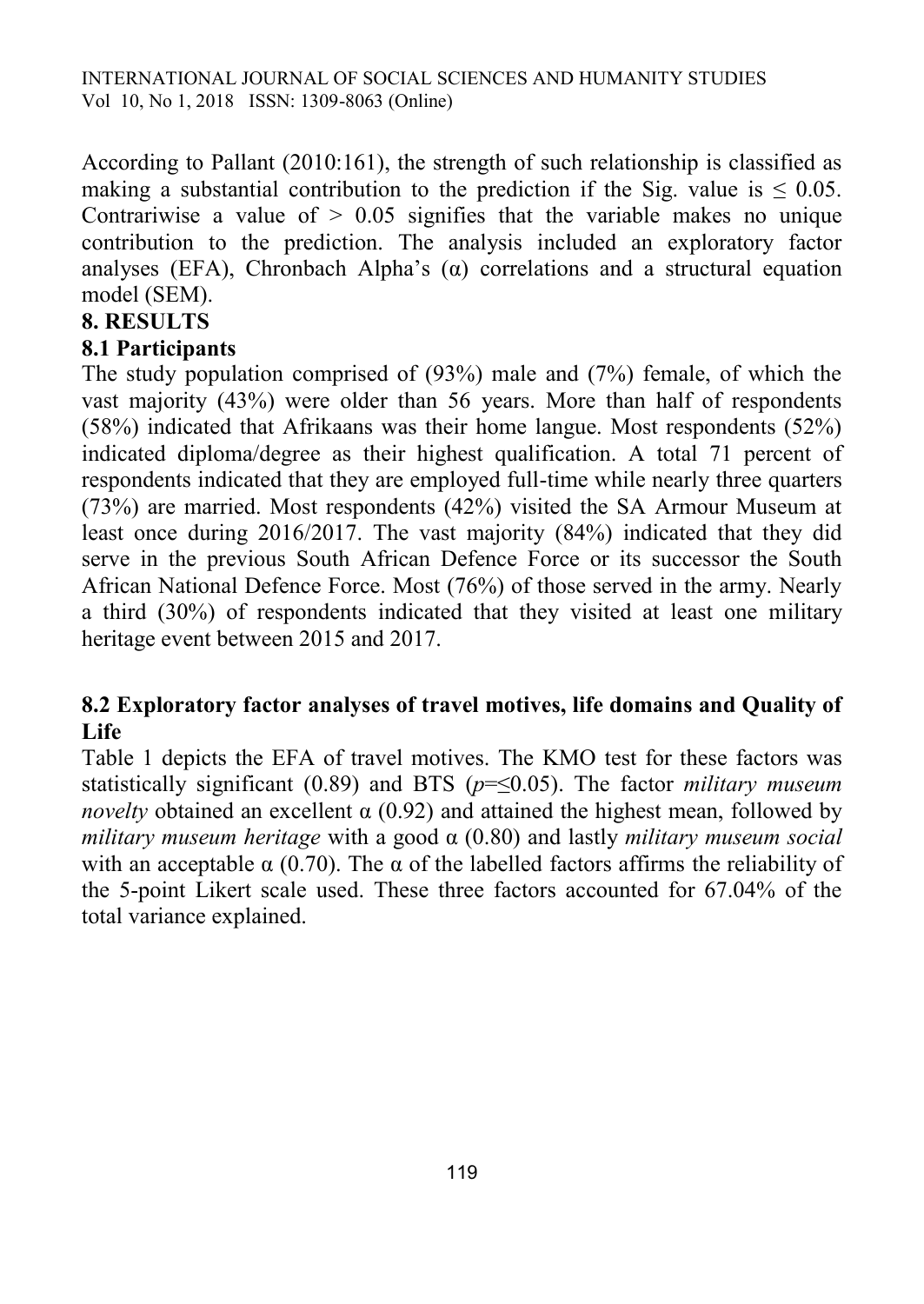According to Pallant (2010:161), the strength of such relationship is classified as making a substantial contribution to the prediction if the Sig. value is $\leq 0.05$. Contrariwise a value of $> 0.05$ signifies that the variable makes no unique contribution to the prediction. The analysis included an exploratory factor analyses (EFA), Chronbach Alpha's ($\alpha$) correlations and a structural equation model (SEM).

## 8. RESULTS

### 8.1 Participants

The study population comprised of (93%) male and (7%) female, of which the vast majority (43%) were older than 56 years. More than half of respondents (58%) indicated that Afrikaans was their home langue. Most respondents (52%) indicated diploma/degree as their highest qualification. A total 71 percent of respondents indicated that they are employed full-time while nearly three quarters (73%) are married. Most respondents (42%) visited the SA Armour Museum at least once during 2016/2017. The vast majority (84%) indicated that they did serve in the previous South African Defence Force or its successor the South African National Defence Force. Most (76%) of those served in the army. Nearly a third (30%) of respondents indicated that they visited at least one military heritage event between 2015 and 2017.

### 8.2 Exploratory factor analyses of travel motives, life domains and Quality of Life

Table 1 depicts the EFA of travel motives. The KMO test for these factors was statistically significant (0.89) and BTS ($p$=≤0.05). The factor *military museum novelty* obtained an excellent $\alpha$ (0.92) and attained the highest mean, followed by *military museum heritage* with a good $\alpha$ (0.80) and lastly *military museum social* with an acceptable $\alpha$ (0.70). The $\alpha$ of the labelled factors affirms the reliability of the 5-point Likert scale used. These three factors accounted for 67.04% of the total variance explained.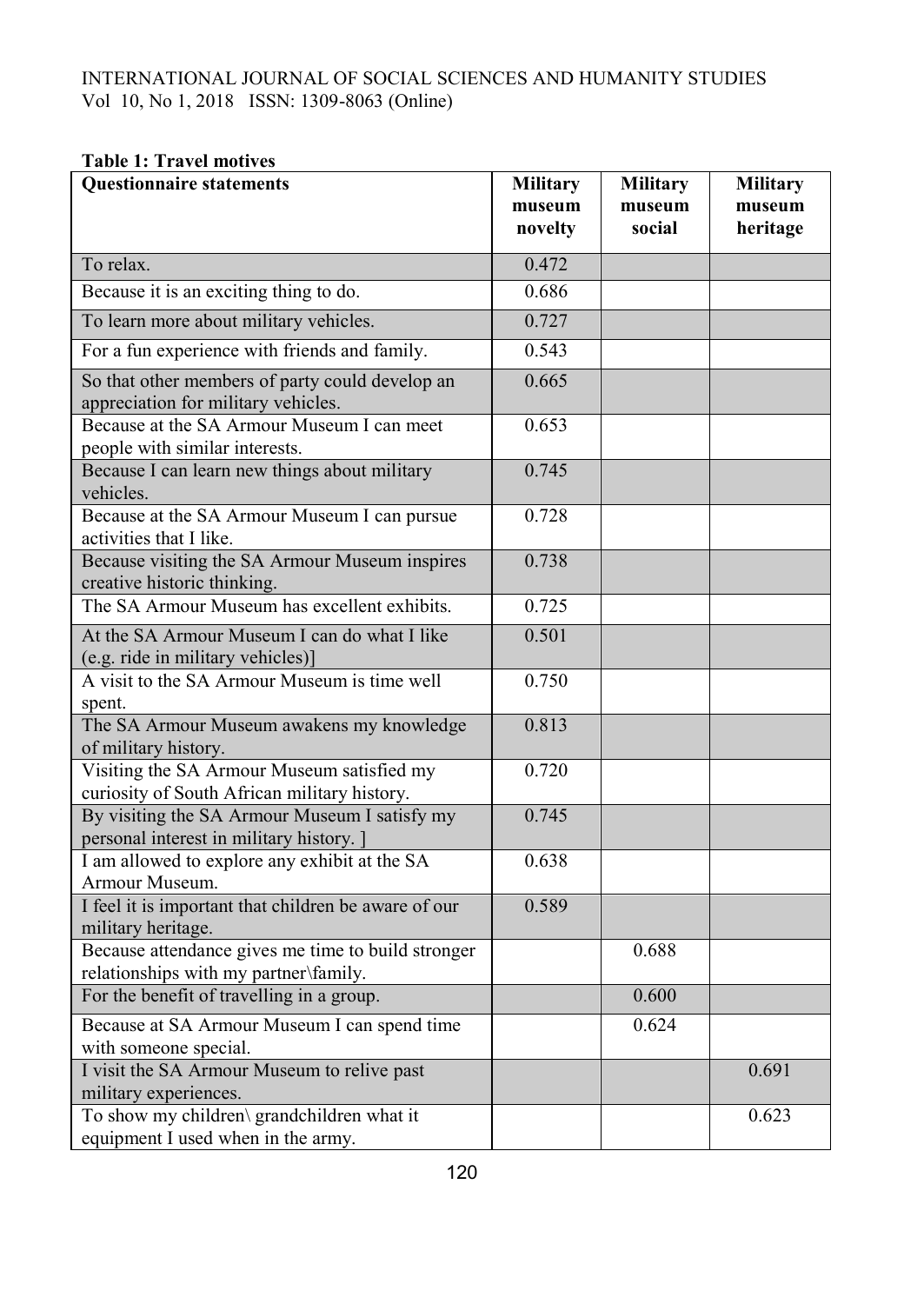**Table 1: Travel motives**

| Questionnaire statements | Military museum novelty | Military museum social | Military museum heritage |
|---|---|---|---|
| To relax. | 0.472 | | |
| Because it is an exciting thing to do. | 0.686 | | |
| To learn more about military vehicles. | 0.727 | | |
| For a fun experience with friends and family. | 0.543 | | |
| So that other members of party could develop an appreciation for military vehicles. | 0.665 | | |
| Because at the SA Armour Museum I can meet people with similar interests. | 0.653 | | |
| Because I can learn new things about military vehicles. | 0.745 | | |
| Because at the SA Armour Museum I can pursue activities that I like. | 0.728 | | |
| Because visiting the SA Armour Museum inspires creative historic thinking. | 0.738 | | |
| The SA Armour Museum has excellent exhibits. | 0.725 | | |
| At the SA Armour Museum I can do what I like (e.g. ride in military vehicles)] | 0.501 | | |
| A visit to the SA Armour Museum is time well spent. | 0.750 | | |
| The SA Armour Museum awakens my knowledge of military history. | 0.813 | | |
| Visiting the SA Armour Museum satisfied my curiosity of South African military history. | 0.720 | | |
| By visiting the SA Armour Museum I satisfy my personal interest in military history. ] | 0.745 | | |
| I am allowed to explore any exhibit at the SA Armour Museum. | 0.638 | | |
| I feel it is important that children be aware of our military heritage. | 0.589 | | |
| Because attendance gives me time to build stronger relationships with my partner\family. | | 0.688 | |
| For the benefit of travelling in a group. | | 0.600 | |
| Because at SA Armour Museum I can spend time with someone special. | | 0.624 | |
| I visit the SA Armour Museum to relive past military experiences. | | | 0.691 |
| To show my children\ grandchildren what it equipment I used when in the army. | | | 0.623 |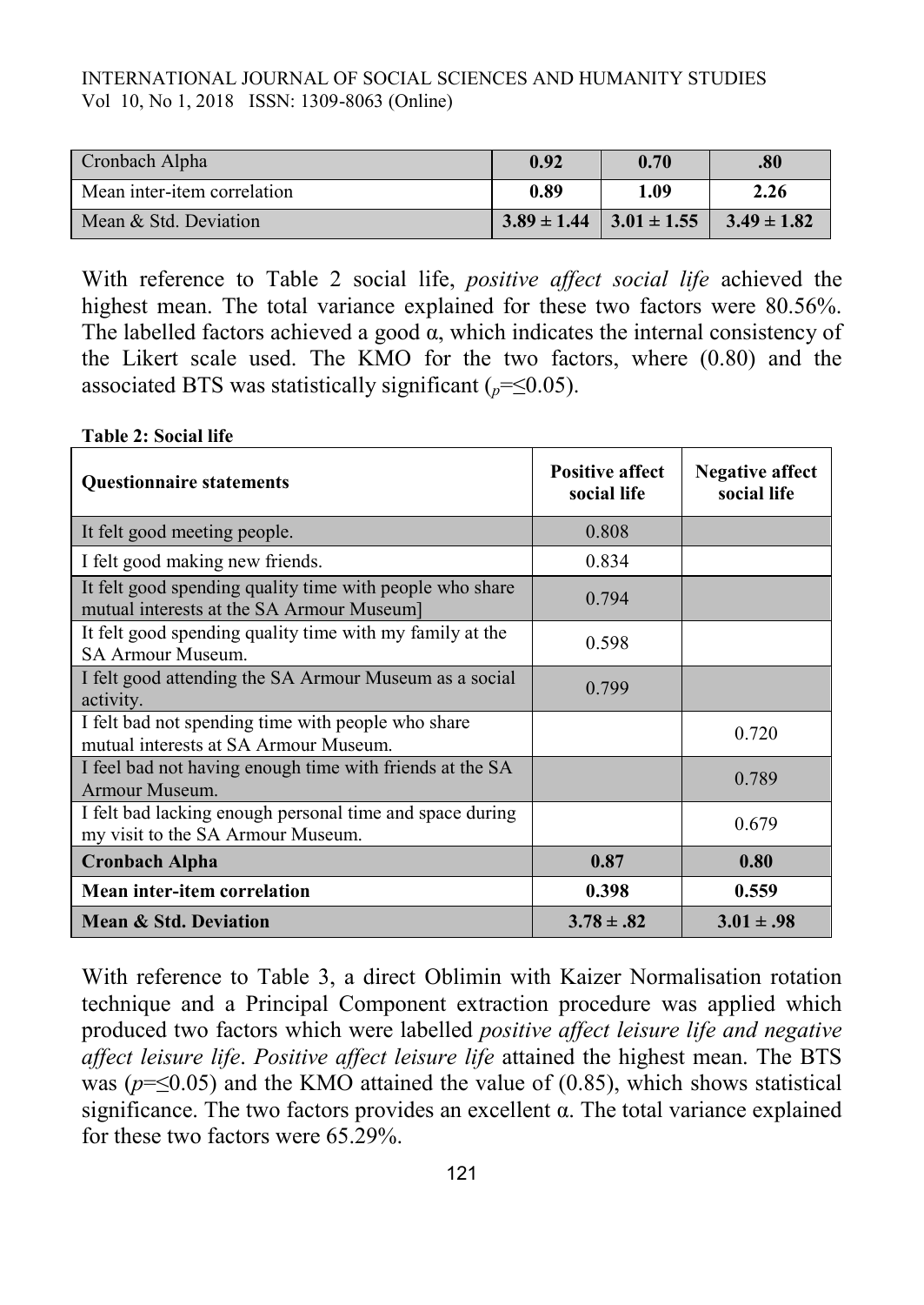| | | | |
|---|---|---|---|
| Cronbach Alpha | **0.92** | **0.70** | **.80** |
| Mean inter-item correlation | **0.89** | **1.09** | **2.26** |
| Mean & Std. Deviation | **3.89 ± 1.44** | **3.01 ± 1.55** | **3.49 ± 1.82** |

With reference to Table 2 social life, *positive affect social life* achieved the highest mean. The total variance explained for these two factors were 80.56%. The labelled factors achieved a good α, which indicates the internal consistency of the Likert scale used. The KMO for the two factors, where (0.80) and the associated BTS was statistically significant ($_{p}$=≤0.05).

**Table 2: Social life**

| Questionnaire statements | Positive affect social life | Negative affect social life |
|---|---|---|
| It felt good meeting people. | 0.808 | |
| I felt good making new friends. | 0.834 | |
| It felt good spending quality time with people who share mutual interests at the SA Armour Museum] | 0.794 | |
| It felt good spending quality time with my family at the SA Armour Museum. | 0.598 | |
| I felt good attending the SA Armour Museum as a social activity. | 0.799 | |
| I felt bad not spending time with people who share mutual interests at SA Armour Museum. | | 0.720 |
| I feel bad not having enough time with friends at the SA Armour Museum. | | 0.789 |
| I felt bad lacking enough personal time and space during my visit to the SA Armour Museum. | | 0.679 |
| **Cronbach Alpha** | **0.87** | **0.80** |
| **Mean inter-item correlation** | **0.398** | **0.559** |
| **Mean & Std. Deviation** | **3.78 ± .82** | **3.01 ± .98** |

With reference to Table 3, a direct Oblimin with Kaizer Normalisation rotation technique and a Principal Component extraction procedure was applied which produced two factors which were labelled *positive affect leisure life and negative affect leisure life*. *Positive affect leisure life* attained the highest mean. The BTS was ($p$=≤0.05) and the KMO attained the value of (0.85), which shows statistical significance. The two factors provides an excellent α. The total variance explained for these two factors were 65.29%.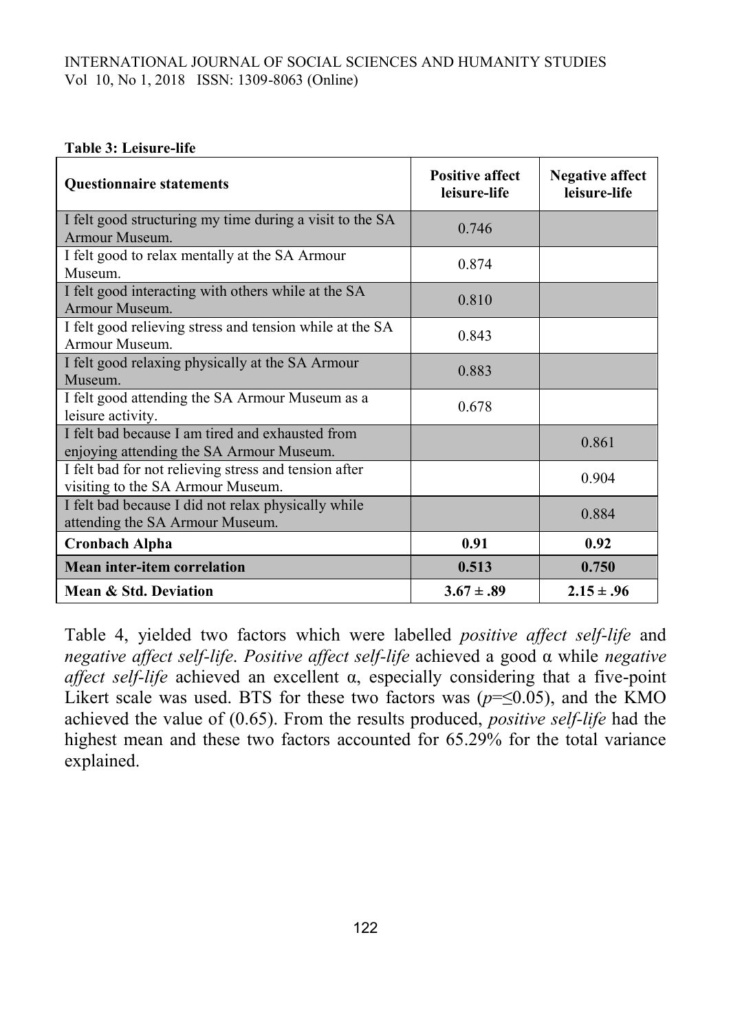**Table 3: Leisure-life**

| Questionnaire statements | Positive affect leisure-life | Negative affect leisure-life |
|---|---|---|
| I felt good structuring my time during a visit to the SA Armour Museum. | 0.746 | |
| I felt good to relax mentally at the SA Armour Museum. | 0.874 | |
| I felt good interacting with others while at the SA Armour Museum. | 0.810 | |
| I felt good relieving stress and tension while at the SA Armour Museum. | 0.843 | |
| I felt good relaxing physically at the SA Armour Museum. | 0.883 | |
| I felt good attending the SA Armour Museum as a leisure activity. | 0.678 | |
| I felt bad because I am tired and exhausted from enjoying attending the SA Armour Museum. | | 0.861 |
| I felt bad for not relieving stress and tension after visiting to the SA Armour Museum. | | 0.904 |
| I felt bad because I did not relax physically while attending the SA Armour Museum. | | 0.884 |
| **Cronbach Alpha** | **0.91** | **0.92** |
| **Mean inter-item correlation** | **0.513** | **0.750** |
| **Mean & Std. Deviation** | **3.67 ± .89** | **2.15 ± .96** |

Table 4, yielded two factors which were labelled *positive affect self-life* and *negative affect self-life*. *Positive affect self-life* achieved a good α while *negative affect self-life* achieved an excellent α, especially considering that a five-point Likert scale was used. BTS for these two factors was ($p$=≤0.05), and the KMO achieved the value of (0.65). From the results produced, *positive self-life* had the highest mean and these two factors accounted for 65.29% for the total variance explained.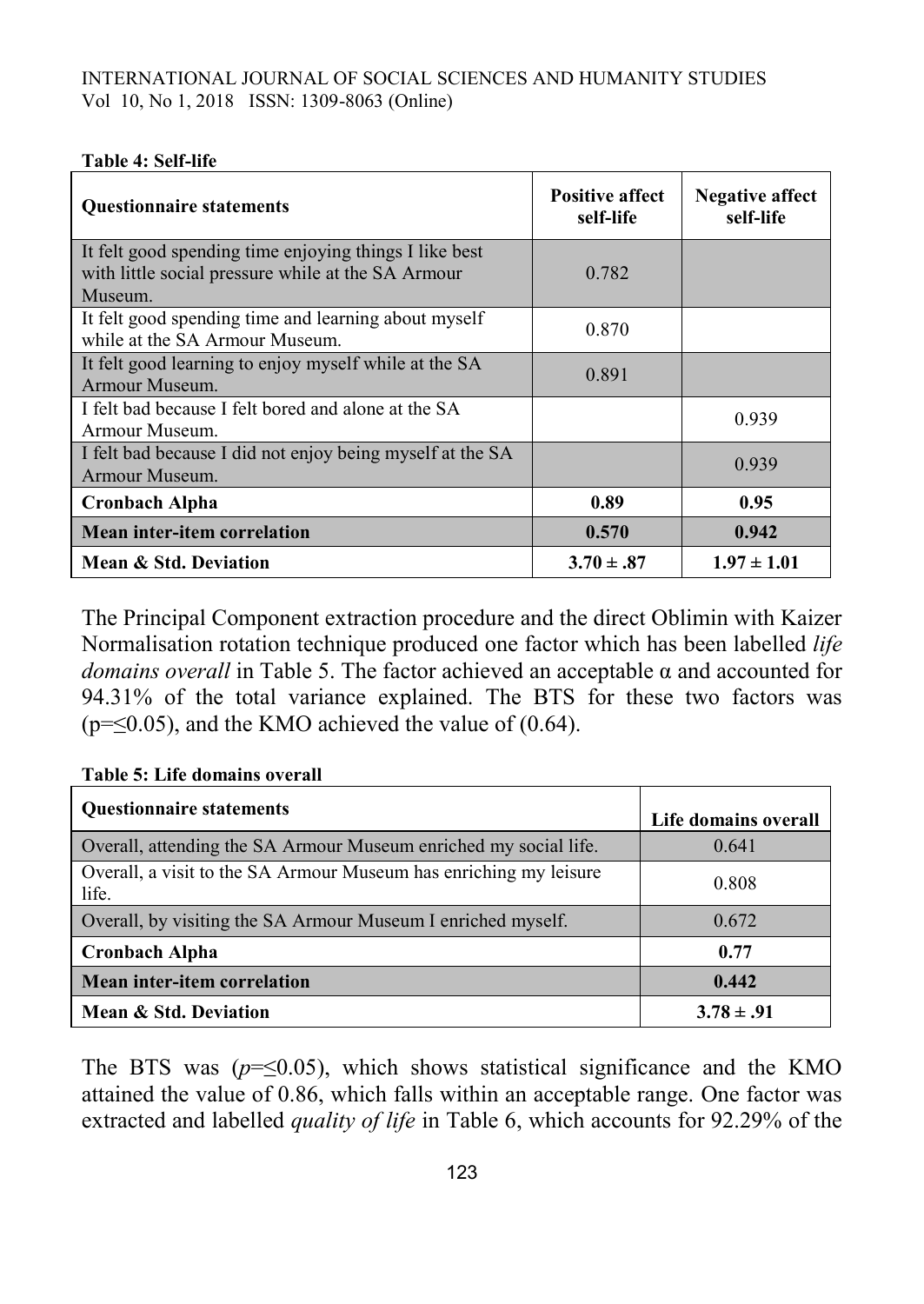**Table 4: Self-life**

| Questionnaire statements | Positive affect self-life | Negative affect self-life |
|---|---|---|
| It felt good spending time enjoying things I like best with little social pressure while at the SA Armour Museum. | 0.782 | |
| It felt good spending time and learning about myself while at the SA Armour Museum. | 0.870 | |
| It felt good learning to enjoy myself while at the SA Armour Museum. | 0.891 | |
| I felt bad because I felt bored and alone at the SA Armour Museum. | | 0.939 |
| I felt bad because I did not enjoy being myself at the SA Armour Museum. | | 0.939 |
| **Cronbach Alpha** | **0.89** | **0.95** |
| **Mean inter-item correlation** | **0.570** | **0.942** |
| **Mean & Std. Deviation** | **3.70 ± .87** | **1.97 ± 1.01** |

The Principal Component extraction procedure and the direct Oblimin with Kaizer Normalisation rotation technique produced one factor which has been labelled *life domains overall* in Table 5. The factor achieved an acceptable α and accounted for 94.31% of the total variance explained. The BTS for these two factors was ($p$=≤0.05), and the KMO achieved the value of (0.64).

**Table 5: Life domains overall**

| Questionnaire statements | Life domains overall |
|---|---|
| Overall, attending the SA Armour Museum enriched my social life. | 0.641 |
| Overall, a visit to the SA Armour Museum has enriching my leisure life. | 0.808 |
| Overall, by visiting the SA Armour Museum I enriched myself. | 0.672 |
| **Cronbach Alpha** | **0.77** |
| **Mean inter-item correlation** | **0.442** |
| **Mean & Std. Deviation** | **3.78 ± .91** |

The BTS was ($p$=≤0.05), which shows statistical significance and the KMO attained the value of 0.86, which falls within an acceptable range. One factor was extracted and labelled *quality of life* in Table 6, which accounts for 92.29% of the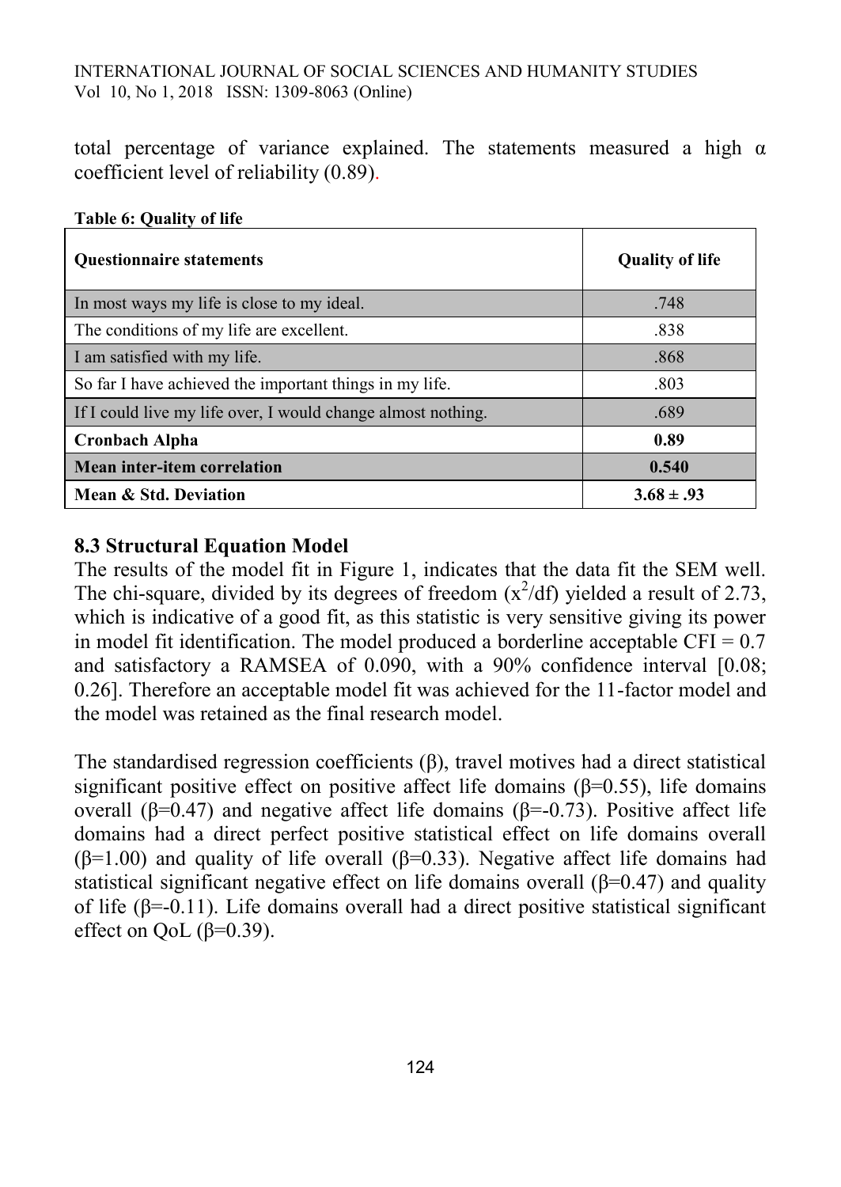total percentage of variance explained. The statements measured a high α coefficient level of reliability (0.89).

**Table 6: Quality of life**

| Questionnaire statements | Quality of life |
|---|---|
| In most ways my life is close to my ideal. | .748 |
| The conditions of my life are excellent. | .838 |
| I am satisfied with my life. | .868 |
| So far I have achieved the important things in my life. | .803 |
| If I could live my life over, I would change almost nothing. | .689 |
| **Cronbach Alpha** | **0.89** |
| **Mean inter-item correlation** | **0.540** |
| **Mean & Std. Deviation** | **3.68 ± .93** |

### 8.3 Structural Equation Model

The results of the model fit in Figure 1, indicates that the data fit the SEM well. The chi-square, divided by its degrees of freedom ($x^2$/df) yielded a result of 2.73, which is indicative of a good fit, as this statistic is very sensitive giving its power in model fit identification. The model produced a borderline acceptable CFI = 0.7 and satisfactory a RAMSEA of 0.090, with a 90% confidence interval [0.08; 0.26]. Therefore an acceptable model fit was achieved for the 11-factor model and the model was retained as the final research model.

The standardised regression coefficients (β), travel motives had a direct statistical significant positive effect on positive affect life domains (β=0.55), life domains overall (β=0.47) and negative affect life domains (β=-0.73). Positive affect life domains had a direct perfect positive statistical effect on life domains overall (β=1.00) and quality of life overall (β=0.33). Negative affect life domains had statistical significant negative effect on life domains overall (β=0.47) and quality of life (β=-0.11). Life domains overall had a direct positive statistical significant effect on QoL (β=0.39).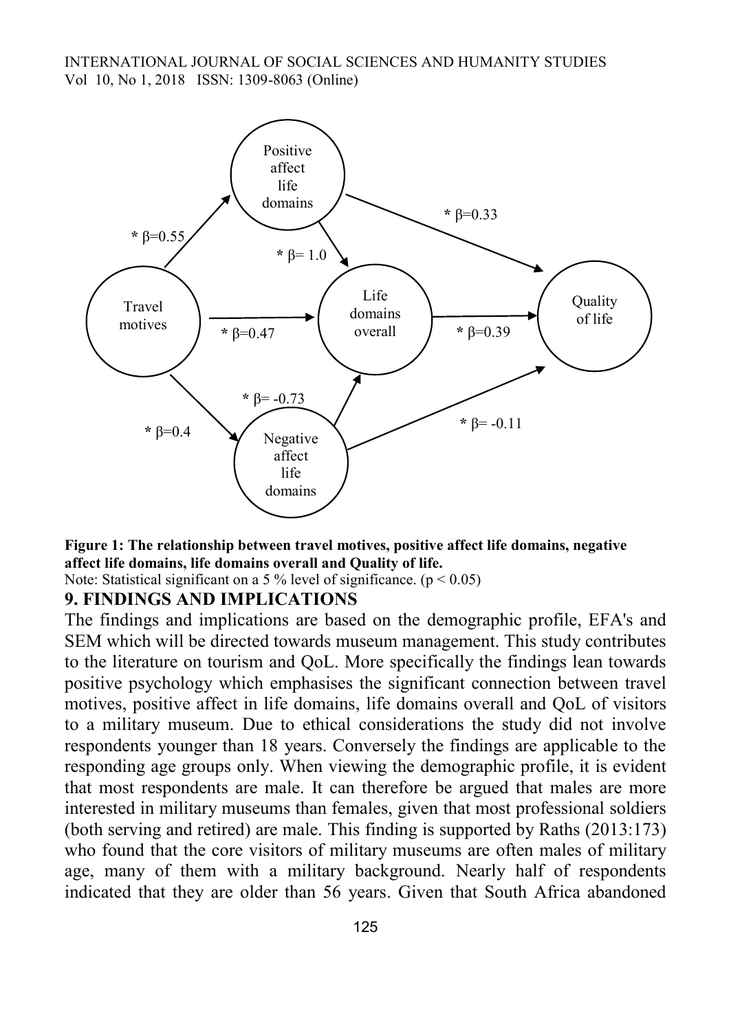**Figure 1: The relationship between travel motives, positive affect life domains, negative affect life domains, life domains overall and Quality of life.**

Note: Statistical significant on a 5 % level of significance. ($p < 0.05$)

## 9. FINDINGS AND IMPLICATIONS

The findings and implications are based on the demographic profile, EFA's and SEM which will be directed towards museum management. This study contributes to the literature on tourism and QoL. More specifically the findings lean towards positive psychology which emphasises the significant connection between travel motives, positive affect in life domains, life domains overall and QoL of visitors to a military museum. Due to ethical considerations the study did not involve respondents younger than 18 years. Conversely the findings are applicable to the responding age groups only. When viewing the demographic profile, it is evident that most respondents are male. It can therefore be argued that males are more interested in military museums than females, given that most professional soldiers (both serving and retired) are male. This finding is supported by Raths (2013:173) who found that the core visitors of military museums are often males of military age, many of them with a military background. Nearly half of respondents indicated that they are older than 56 years. Given that South Africa abandoned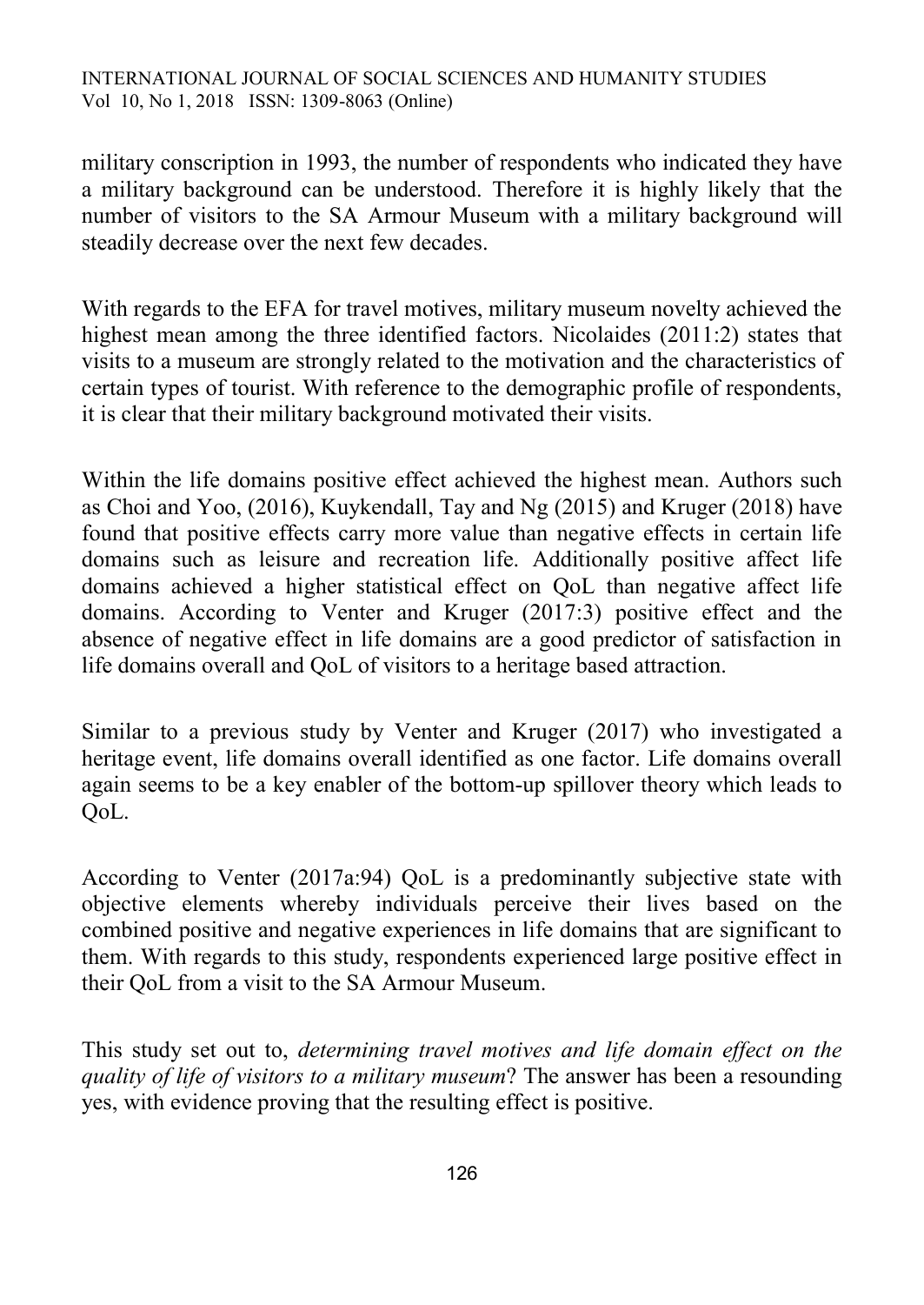military conscription in 1993, the number of respondents who indicated they have a military background can be understood. Therefore it is highly likely that the number of visitors to the SA Armour Museum with a military background will steadily decrease over the next few decades.

With regards to the EFA for travel motives, military museum novelty achieved the highest mean among the three identified factors. Nicolaides (2011:2) states that visits to a museum are strongly related to the motivation and the characteristics of certain types of tourist. With reference to the demographic profile of respondents, it is clear that their military background motivated their visits.

Within the life domains positive effect achieved the highest mean. Authors such as Choi and Yoo, (2016), Kuykendall, Tay and Ng (2015) and Kruger (2018) have found that positive effects carry more value than negative effects in certain life domains such as leisure and recreation life. Additionally positive affect life domains achieved a higher statistical effect on QoL than negative affect life domains. According to Venter and Kruger (2017:3) positive effect and the absence of negative effect in life domains are a good predictor of satisfaction in life domains overall and QoL of visitors to a heritage based attraction.

Similar to a previous study by Venter and Kruger (2017) who investigated a heritage event, life domains overall identified as one factor. Life domains overall again seems to be a key enabler of the bottom-up spillover theory which leads to QoL.

According to Venter (2017a:94) QoL is a predominantly subjective state with objective elements whereby individuals perceive their lives based on the combined positive and negative experiences in life domains that are significant to them. With regards to this study, respondents experienced large positive effect in their QoL from a visit to the SA Armour Museum.

This study set out to, *determining travel motives and life domain effect on the quality of life of visitors to a military museum*? The answer has been a resounding yes, with evidence proving that the resulting effect is positive.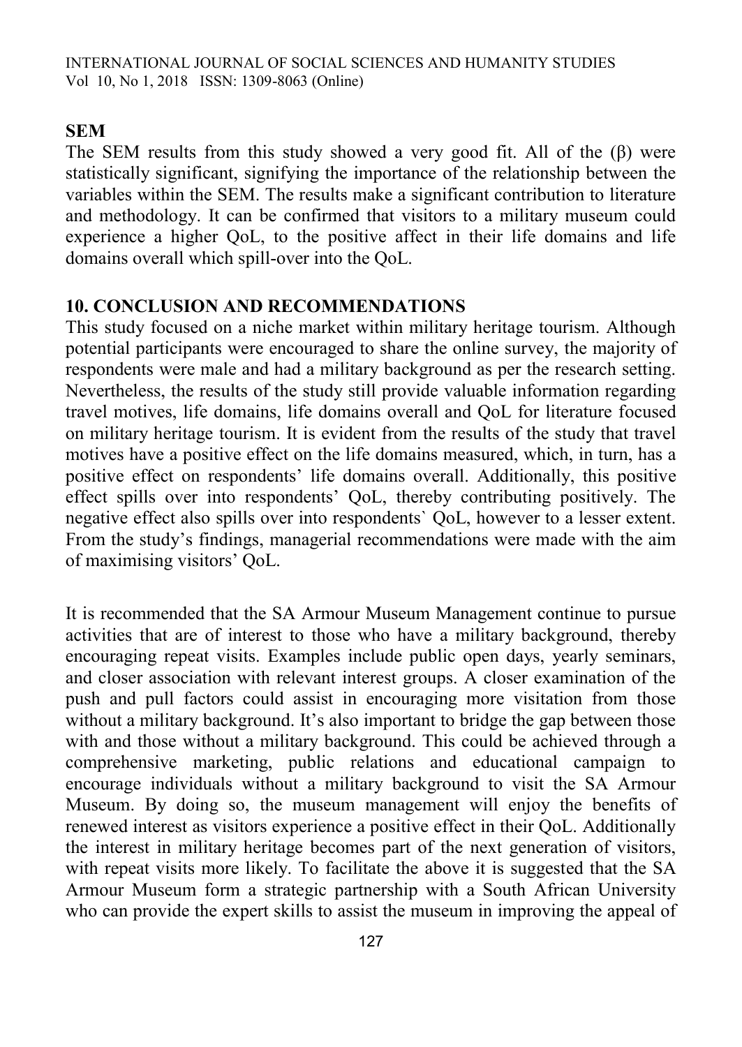### SEM

The SEM results from this study showed a very good fit. All of the (β) were statistically significant, signifying the importance of the relationship between the variables within the SEM. The results make a significant contribution to literature and methodology. It can be confirmed that visitors to a military museum could experience a higher QoL, to the positive affect in their life domains and life domains overall which spill-over into the QoL.

## 10. CONCLUSION AND RECOMMENDATIONS

This study focused on a niche market within military heritage tourism. Although potential participants were encouraged to share the online survey, the majority of respondents were male and had a military background as per the research setting. Nevertheless, the results of the study still provide valuable information regarding travel motives, life domains, life domains overall and QoL for literature focused on military heritage tourism. It is evident from the results of the study that travel motives have a positive effect on the life domains measured, which, in turn, has a positive effect on respondents' life domains overall. Additionally, this positive effect spills over into respondents' QoL, thereby contributing positively. The negative effect also spills over into respondents` QoL, however to a lesser extent. From the study's findings, managerial recommendations were made with the aim of maximising visitors' QoL.

It is recommended that the SA Armour Museum Management continue to pursue activities that are of interest to those who have a military background, thereby encouraging repeat visits. Examples include public open days, yearly seminars, and closer association with relevant interest groups. A closer examination of the push and pull factors could assist in encouraging more visitation from those without a military background. It's also important to bridge the gap between those with and those without a military background. This could be achieved through a comprehensive marketing, public relations and educational campaign to encourage individuals without a military background to visit the SA Armour Museum. By doing so, the museum management will enjoy the benefits of renewed interest as visitors experience a positive effect in their QoL. Additionally the interest in military heritage becomes part of the next generation of visitors, with repeat visits more likely. To facilitate the above it is suggested that the SA Armour Museum form a strategic partnership with a South African University who can provide the expert skills to assist the museum in improving the appeal of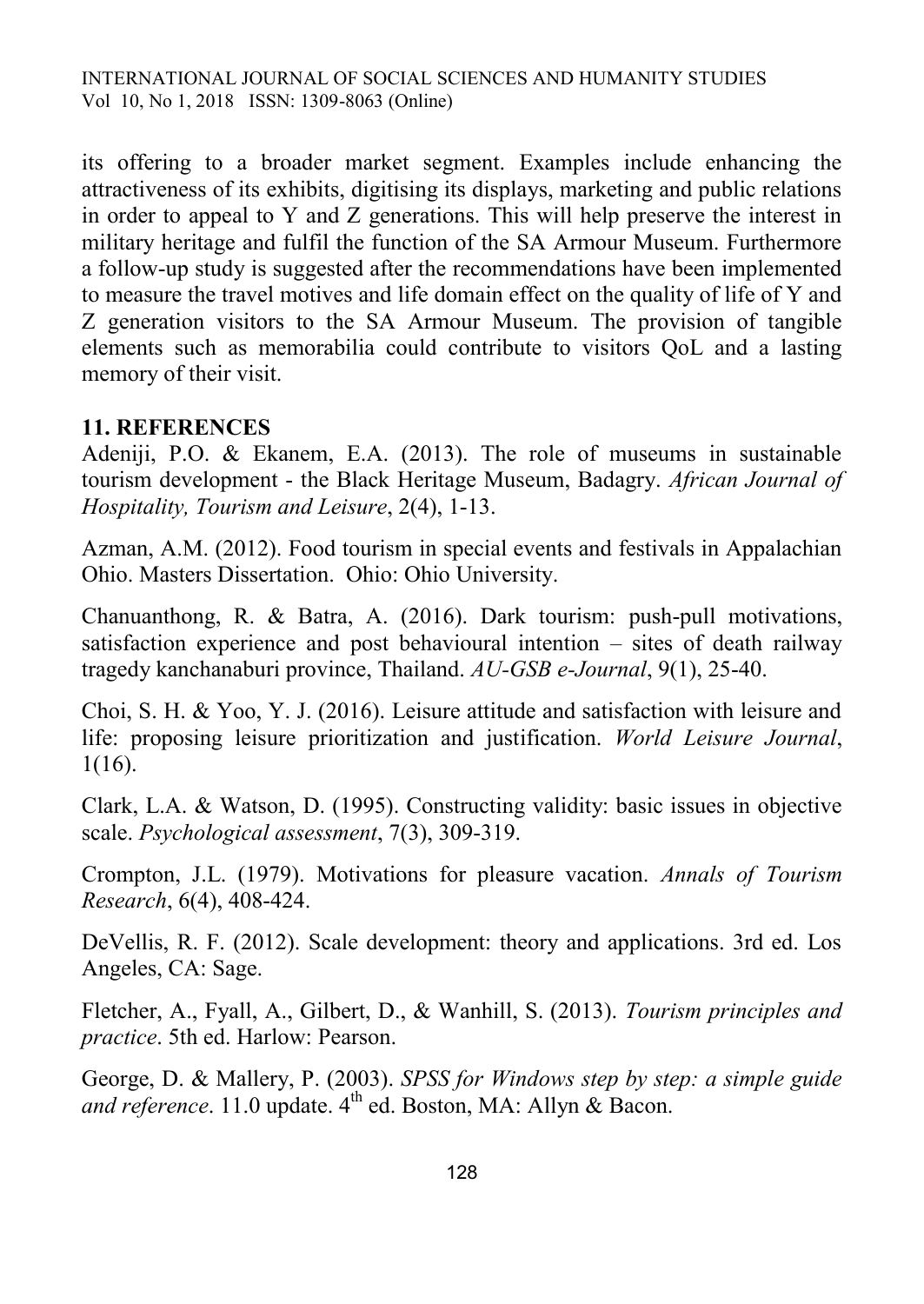its offering to a broader market segment. Examples include enhancing the attractiveness of its exhibits, digitising its displays, marketing and public relations in order to appeal to Y and Z generations. This will help preserve the interest in military heritage and fulfil the function of the SA Armour Museum. Furthermore a follow-up study is suggested after the recommendations have been implemented to measure the travel motives and life domain effect on the quality of life of Y and Z generation visitors to the SA Armour Museum. The provision of tangible elements such as memorabilia could contribute to visitors QoL and a lasting memory of their visit.

## 11. REFERENCES

Adeniji, P.O. & Ekanem, E.A. (2013). The role of museums in sustainable tourism development - the Black Heritage Museum, Badagry. *African Journal of Hospitality, Tourism and Leisure*, 2(4), 1-13.

Azman, A.M. (2012). Food tourism in special events and festivals in Appalachian Ohio. Masters Dissertation. Ohio: Ohio University.

Chanuanthong, R. & Batra, A. (2016). Dark tourism: push-pull motivations, satisfaction experience and post behavioural intention – sites of death railway tragedy kanchanaburi province, Thailand. *AU-GSB e-Journal*, 9(1), 25-40.

Choi, S. H. & Yoo, Y. J. (2016). Leisure attitude and satisfaction with leisure and life: proposing leisure prioritization and justification. *World Leisure Journal*, 1(16).

Clark, L.A. & Watson, D. (1995). Constructing validity: basic issues in objective scale. *Psychological assessment*, 7(3), 309-319.

Crompton, J.L. (1979). Motivations for pleasure vacation. *Annals of Tourism Research*, 6(4), 408-424.

DeVellis, R. F. (2012). Scale development: theory and applications. 3rd ed. Los Angeles, CA: Sage.

Fletcher, A., Fyall, A., Gilbert, D., & Wanhill, S. (2013). *Tourism principles and practice*. 5th ed. Harlow: Pearson.

George, D. & Mallery, P. (2003). *SPSS for Windows step by step: a simple guide and reference*. 11.0 update. 4th ed. Boston, MA: Allyn & Bacon.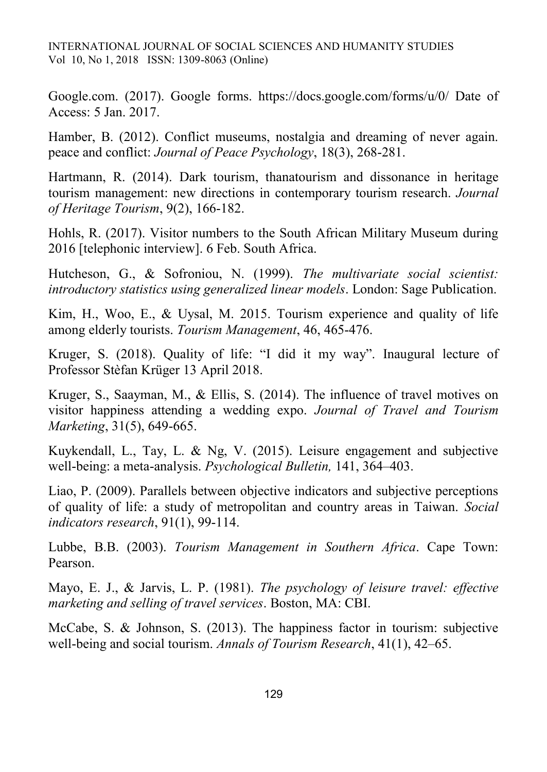Google.com. (2017). Google forms. https://docs.google.com/forms/u/0/ Date of Access: 5 Jan. 2017.

Hamber, B. (2012). Conflict museums, nostalgia and dreaming of never again. peace and conflict: *Journal of Peace Psychology*, 18(3), 268-281.

Hartmann, R. (2014). Dark tourism, thanatourism and dissonance in heritage tourism management: new directions in contemporary tourism research. *Journal of Heritage Tourism*, 9(2), 166-182.

Hohls, R. (2017). Visitor numbers to the South African Military Museum during 2016 [telephonic interview]. 6 Feb. South Africa.

Hutcheson, G., & Sofroniou, N. (1999). *The multivariate social scientist: introductory statistics using generalized linear models*. London: Sage Publication.

Kim, H., Woo, E., & Uysal, M. 2015. Tourism experience and quality of life among elderly tourists. *Tourism Management*, 46, 465-476.

Kruger, S. (2018). Quality of life: "I did it my way". Inaugural lecture of Professor Stèfan Krüger 13 April 2018.

Kruger, S., Saayman, M., & Ellis, S. (2014). The influence of travel motives on visitor happiness attending a wedding expo. *Journal of Travel and Tourism Marketing*, 31(5), 649-665.

Kuykendall, L., Tay, L. & Ng, V. (2015). Leisure engagement and subjective well-being: a meta-analysis. *Psychological Bulletin,* 141, 364–403.

Liao, P. (2009). Parallels between objective indicators and subjective perceptions of quality of life: a study of metropolitan and country areas in Taiwan. *Social indicators research*, 91(1), 99-114.

Lubbe, B.B. (2003). *Tourism Management in Southern Africa*. Cape Town: Pearson.

Mayo, E. J., & Jarvis, L. P. (1981). *The psychology of leisure travel: effective marketing and selling of travel services*. Boston, MA: CBI.

McCabe, S. & Johnson, S. (2013). The happiness factor in tourism: subjective well-being and social tourism. *Annals of Tourism Research*, 41(1), 42–65.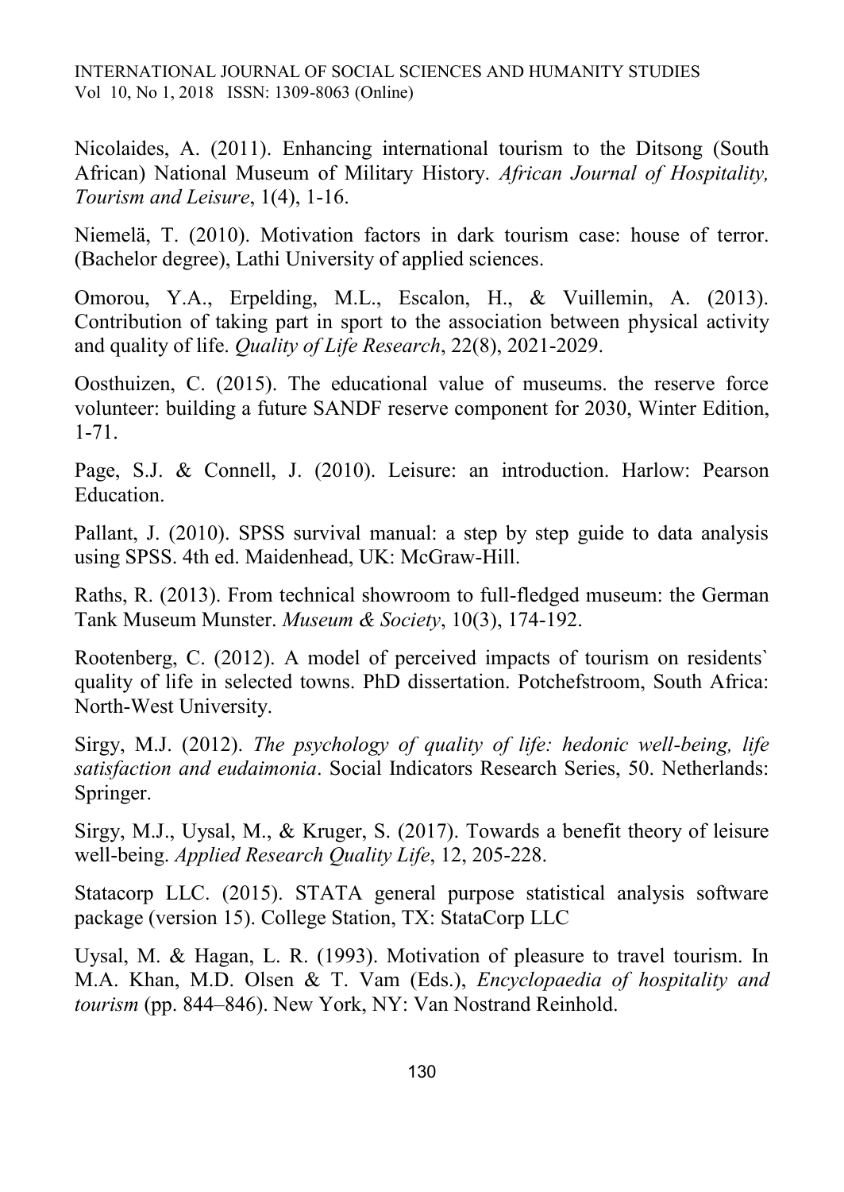Nicolaides, A. (2011). Enhancing international tourism to the Ditsong (South African) National Museum of Military History. *African Journal of Hospitality, Tourism and Leisure*, 1(4), 1-16.

Niemelä, T. (2010). Motivation factors in dark tourism case: house of terror. (Bachelor degree), Lathi University of applied sciences.

Omorou, Y.A., Erpelding, M.L., Escalon, H., & Vuillemin, A. (2013). Contribution of taking part in sport to the association between physical activity and quality of life. *Quality of Life Research*, 22(8), 2021-2029.

Oosthuizen, C. (2015). The educational value of museums. the reserve force volunteer: building a future SANDF reserve component for 2030, Winter Edition, 1-71.

Page, S.J. & Connell, J. (2010). Leisure: an introduction. Harlow: Pearson Education.

Pallant, J. (2010). SPSS survival manual: a step by step guide to data analysis using SPSS. 4th ed. Maidenhead, UK: McGraw-Hill.

Raths, R. (2013). From technical showroom to full-fledged museum: the German Tank Museum Munster. *Museum & Society*, 10(3), 174-192.

Rootenberg, C. (2012). A model of perceived impacts of tourism on residents` quality of life in selected towns. PhD dissertation. Potchefstroom, South Africa: North-West University.

Sirgy, M.J. (2012). *The psychology of quality of life: hedonic well-being, life satisfaction and eudaimonia*. Social Indicators Research Series, 50. Netherlands: Springer.

Sirgy, M.J., Uysal, M., & Kruger, S. (2017). Towards a benefit theory of leisure well-being. *Applied Research Quality Life*, 12, 205-228.

Statacorp LLC. (2015). STATA general purpose statistical analysis software package (version 15). College Station, TX: StataCorp LLC

Uysal, M. & Hagan, L. R. (1993). Motivation of pleasure to travel tourism. In M.A. Khan, M.D. Olsen & T. Vam (Eds.), *Encyclopaedia of hospitality and tourism* (pp. 844–846). New York, NY: Van Nostrand Reinhold.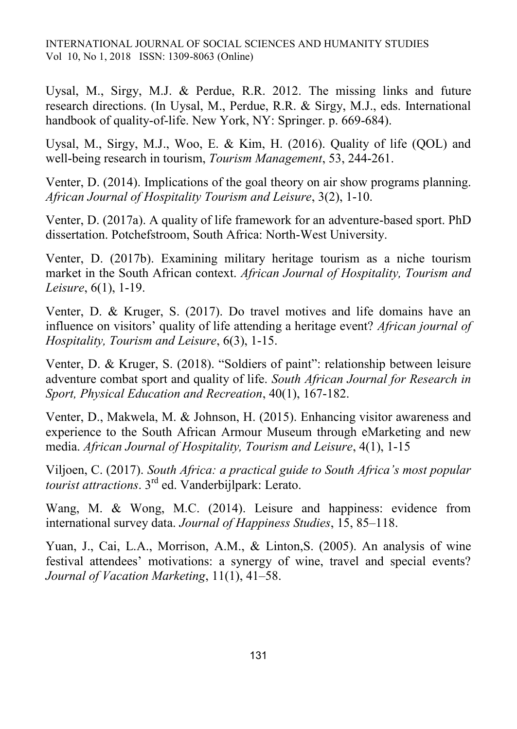Uysal, M., Sirgy, M.J. & Perdue, R.R. 2012. The missing links and future research directions. (In Uysal, M., Perdue, R.R. & Sirgy, M.J., eds. International handbook of quality-of-life. New York, NY: Springer. p. 669-684).

Uysal, M., Sirgy, M.J., Woo, E. & Kim, H. (2016). Quality of life (QOL) and well-being research in tourism, *Tourism Management*, 53, 244-261.

Venter, D. (2014). Implications of the goal theory on air show programs planning. *African Journal of Hospitality Tourism and Leisure*, 3(2), 1-10.

Venter, D. (2017a). A quality of life framework for an adventure-based sport. PhD dissertation. Potchefstroom, South Africa: North-West University.

Venter, D. (2017b). Examining military heritage tourism as a niche tourism market in the South African context. *African Journal of Hospitality, Tourism and Leisure*, 6(1), 1-19.

Venter, D. & Kruger, S. (2017). Do travel motives and life domains have an influence on visitors' quality of life attending a heritage event? *African journal of Hospitality, Tourism and Leisure*, 6(3), 1-15.

Venter, D. & Kruger, S. (2018). "Soldiers of paint": relationship between leisure adventure combat sport and quality of life. *South African Journal for Research in Sport, Physical Education and Recreation*, 40(1), 167-182.

Venter, D., Makwela, M. & Johnson, H. (2015). Enhancing visitor awareness and experience to the South African Armour Museum through eMarketing and new media. *African Journal of Hospitality, Tourism and Leisure*, 4(1), 1-15

Viljoen, C. (2017). *South Africa: a practical guide to South Africa's most popular tourist attractions*. 3rd ed. Vanderbijlpark: Lerato.

Wang, M. & Wong, M.C. (2014). Leisure and happiness: evidence from international survey data. *Journal of Happiness Studies*, 15, 85–118.

Yuan, J., Cai, L.A., Morrison, A.M., & Linton,S. (2005). An analysis of wine festival attendees' motivations: a synergy of wine, travel and special events? *Journal of Vacation Marketing*, 11(1), 41–58.